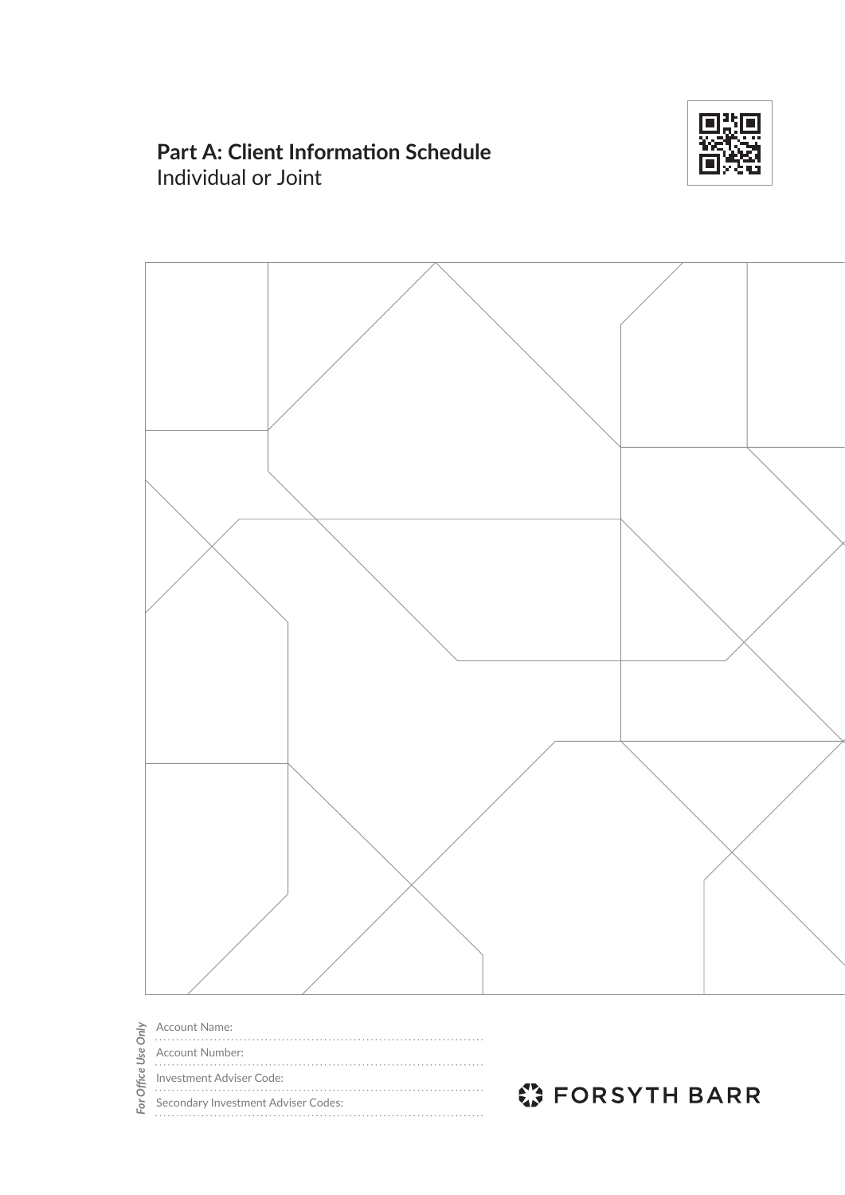# Part A: Client Information Schedule

Individual or Joint

*For Office Use Only*

Account Name: ..........................................

Account Number: ..........................................

Investment Adviser Code: ..........................................

Secondary Investment Adviser Codes: ..........................................

FORSYTH BARR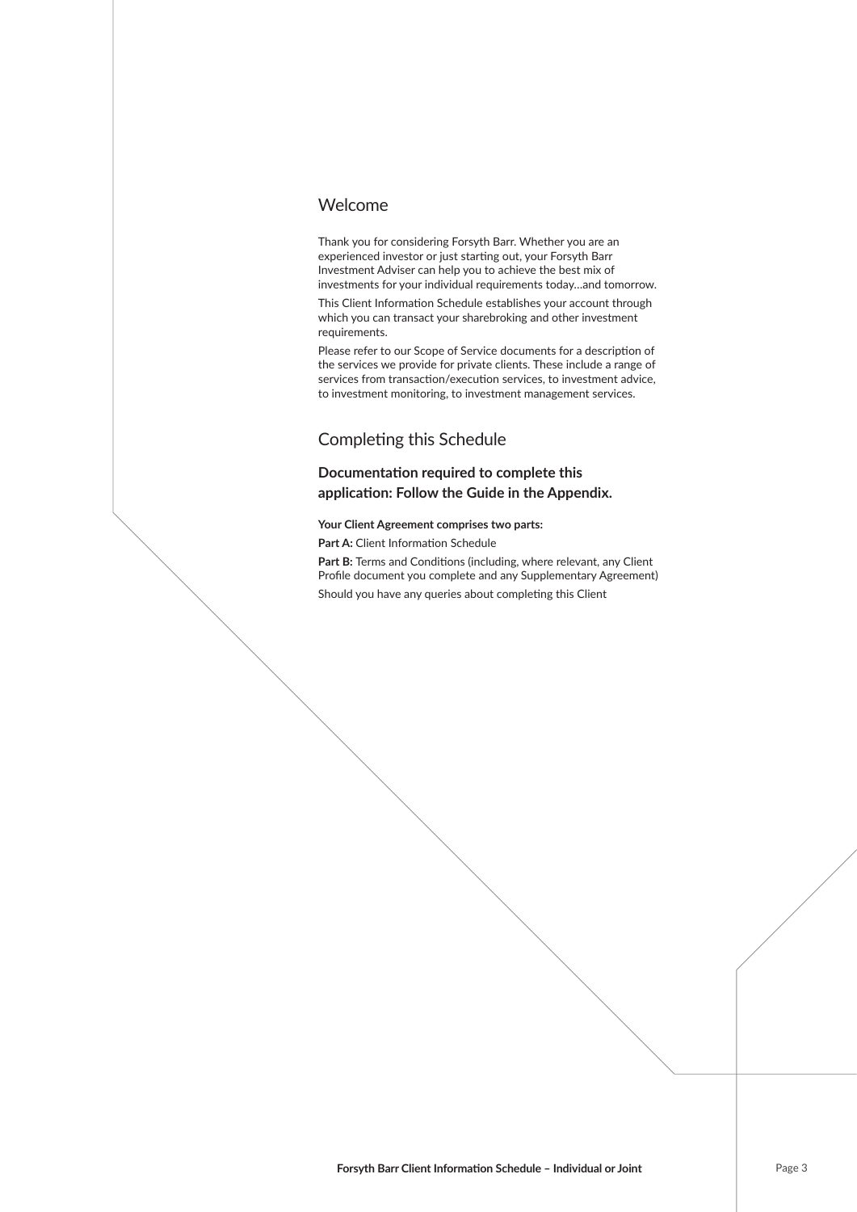## Welcome

Thank you for considering Forsyth Barr. Whether you are an experienced investor or just starting out, your Forsyth Barr Investment Adviser can help you to achieve the best mix of investments for your individual requirements today…and tomorrow.

This Client Information Schedule establishes your account through which you can transact your sharebroking and other investment requirements.

Please refer to our Scope of Service documents for a description of the services we provide for private clients. These include a range of services from transaction/execution services, to investment advice, to investment monitoring, to investment management services.

## Completing this Schedule

### Documentation required to complete this application: Follow the Guide in the Appendix.

**Your Client Agreement comprises two parts:**

**Part A:** Client Information Schedule

**Part B:** Terms and Conditions (including, where relevant, any Client Profile document you complete and any Supplementary Agreement)

Should you have any queries about completing this Client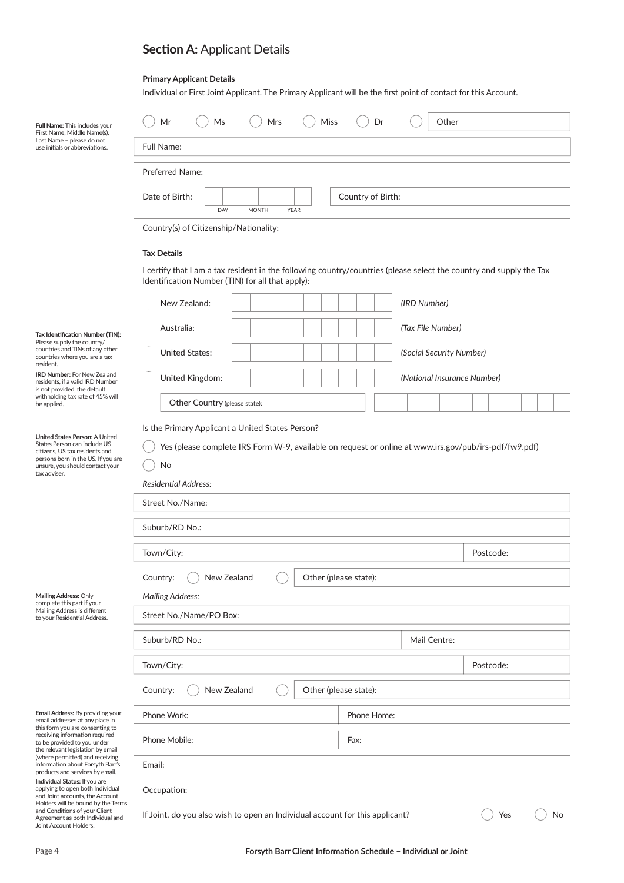## **Section A:** Applicant Details

### Primary Applicant Details

Individual or First Joint Applicant. The Primary Applicant will be the first point of contact for this Account.

**Full Name:** This includes your First Name, Middle Name(s), Last Name – please do not use initials or abbreviations.

◯ Mr ◯ Ms ◯ Mrs ◯ Miss ◯ Dr ◯ Other

Full Name:

Preferred Name:

Date of Birth: DAY MONTH YEAR — Country of Birth:

Country(s) of Citizenship/Nationality:

### Tax Details

I certify that I am a tax resident in the following country/countries (please select the country and supply the Tax Identification Number (TIN) for all that apply):

**Tax Identification Number (TIN):** Please supply the country/countries and TINs of any other countries where you are a tax resident.

**IRD Number:** For New Zealand residents, if a valid IRD Number is not provided, the default withholding tax rate of 45% will be applied.

- New Zealand: *(IRD Number)*
- Australia: *(Tax File Number)*
- United States: *(Social Security Number)*
- United Kingdom: *(National Insurance Number)*
- Other Country (please state):

**United States Person:** A United States Person can include US citizens, US tax residents and persons born in the US. If you are unsure, you should contact your tax adviser.

Is the Primary Applicant a United States Person?

◯ Yes (please complete IRS Form W-9, available on request or online at www.irs.gov/pub/irs-pdf/fw9.pdf)

◯ No

*Residential Address:*

Street No./Name:

Suburb/RD No.:

Town/City: — Postcode:

Country: ◯ New Zealand ◯ Other (please state):

**Mailing Address:** Only complete this part if your Mailing Address is different to your Residential Address.

*Mailing Address:*

Street No./Name/PO Box:

Suburb/RD No.: — Mail Centre:

Town/City: — Postcode:

Country: ◯ New Zealand ◯ Other (please state):

**Email Address:** By providing your email addresses at any place in this form you are consenting to receiving information required to be provided to you under the relevant legislation by email (where permitted) and receiving information about Forsyth Barr's products and services by email.

Phone Work: — Phone Home:

Phone Mobile: — Fax:

Email:

**Individual Status:** If you are applying to open both Individual and Joint accounts, the Account Holders will be bound by the Terms and Conditions of your Client Agreement as both Individual and Joint Account Holders.

Occupation:

If Joint, do you also wish to open an Individual account for this applicant? ◯ Yes ◯ No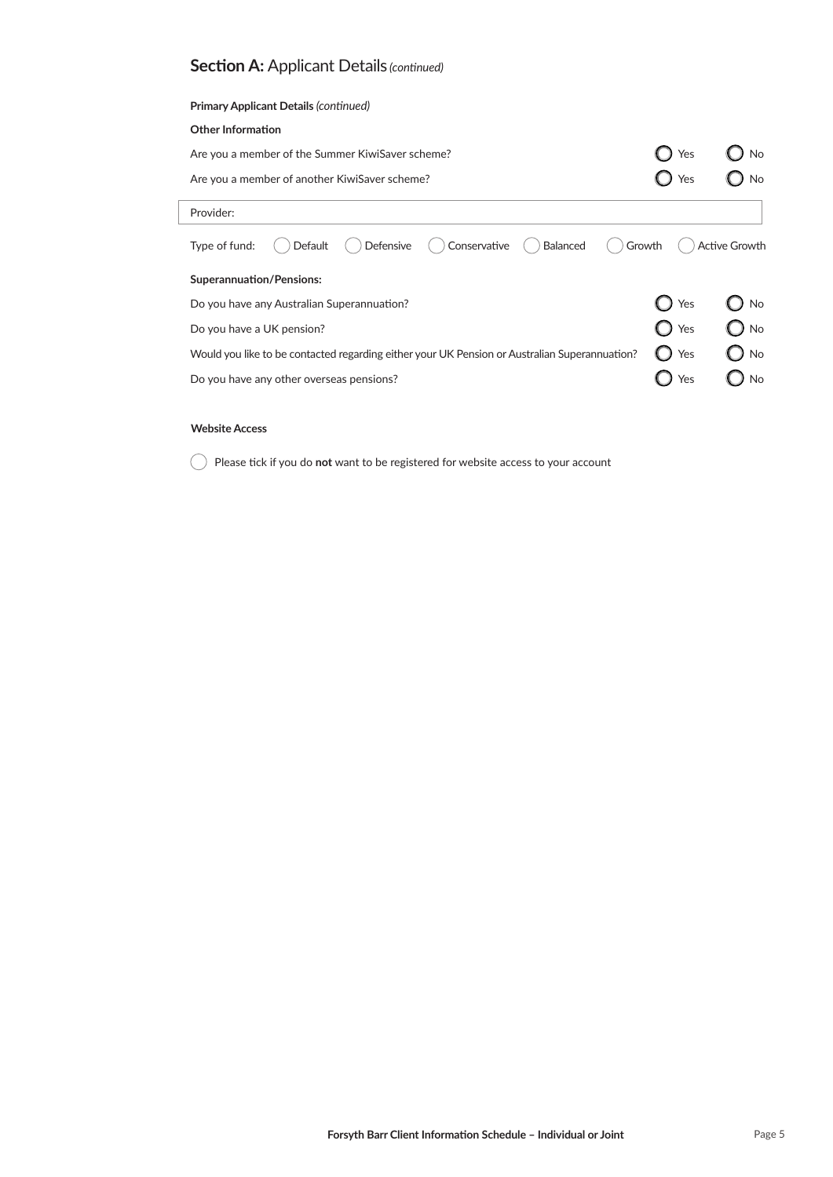## **Section A:** Applicant Details *(continued)*

**Primary Applicant Details** *(continued)*

**Other Information**

Are you a member of the Summer KiwiSaver scheme? ◯ Yes ◯ No

Are you a member of another KiwiSaver scheme? ◯ Yes ◯ No

Provider:

Type of fund: ◯ Default ◯ Defensive ◯ Conservative ◯ Balanced ◯ Growth ◯ Active Growth

**Superannuation/Pensions:**

Do you have any Australian Superannuation? ◯ Yes ◯ No

Do you have a UK pension? ◯ Yes ◯ No

Would you like to be contacted regarding either your UK Pension or Australian Superannuation? ◯ Yes ◯ No

Do you have any other overseas pensions? ◯ Yes ◯ No

**Website Access**

◯ Please tick if you do **not** want to be registered for website access to your account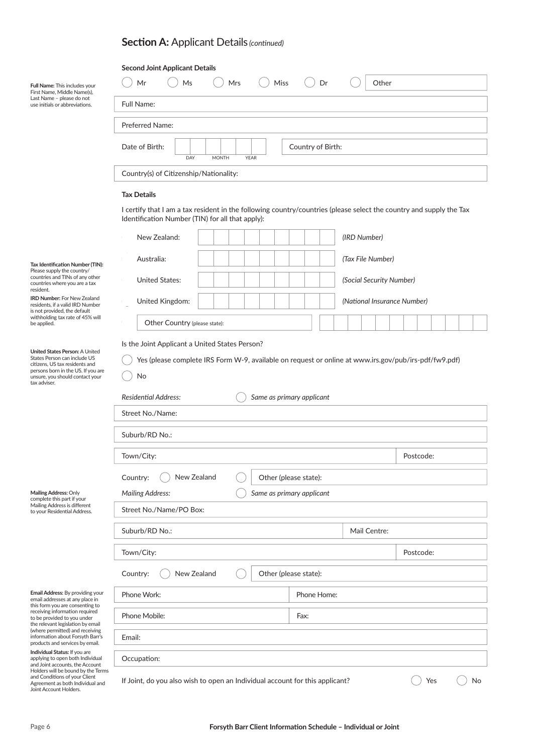## **Section A:** Applicant Details *(continued)*

**Second Joint Applicant Details**

◯ Mr ◯ Ms ◯ Mrs ◯ Miss ◯ Dr ◯ Other

**Full Name:** This includes your First Name, Middle Name(s), Last Name – please do not use initials or abbreviations.

Full Name:

Preferred Name:

Date of Birth: DAY MONTH YEAR

Country of Birth:

Country(s) of Citizenship/Nationality:

**Tax Details**

I certify that I am a tax resident in the following country/countries (please select the country and supply the Tax Identification Number (TIN) for all that apply):

| Country | TIN | |
|---|---|---|
| New Zealand: | | *(IRD Number)* |
| Australia: | | *(Tax File Number)* |
| United States: | | *(Social Security Number)* |
| United Kingdom: | | *(National Insurance Number)* |
| Other Country (please state): | | |

**Tax Identification Number (TIN):** Please supply the country/countries and TINs of any other countries where you are a tax resident.

**IRD Number:** For New Zealand residents, if a valid IRD Number is not provided, the default withholding tax rate of 45% will be applied.

Is the Joint Applicant a United States Person?

◯ Yes (please complete IRS Form W-9, available on request or online at www.irs.gov/pub/irs-pdf/fw9.pdf)

◯ No

**United States Person:** A United States Person can include US citizens, US tax residents and persons born in the US. If you are unsure, you should contact your tax adviser.

*Residential Address:* ◯ *Same as primary applicant*

Street No./Name:

Suburb/RD No.:

Town/City: Postcode:

Country: ◯ New Zealand ◯ Other (please state):

*Mailing Address:* ◯ *Same as primary applicant*

**Mailing Address:** Only complete this part if your Mailing Address is different to your Residential Address.

Street No./Name/PO Box:

Suburb/RD No.: Mail Centre:

Town/City: Postcode:

Country: ◯ New Zealand ◯ Other (please state):

Phone Work: Phone Home:

Phone Mobile: Fax:

Email:

**Email Address:** By providing your email addresses at any place in this form you are consenting to receiving information required to be provided to you under the relevant legislation by email (where permitted) and receiving information about Forsyth Barr's products and services by email.

Occupation:

If Joint, do you also wish to open an Individual account for this applicant? ◯ Yes ◯ No

**Individual Status:** If you are applying to open both Individual and Joint accounts, the Account Holders will be bound by the Terms and Conditions of your Client Agreement as both Individual and Joint Account Holders.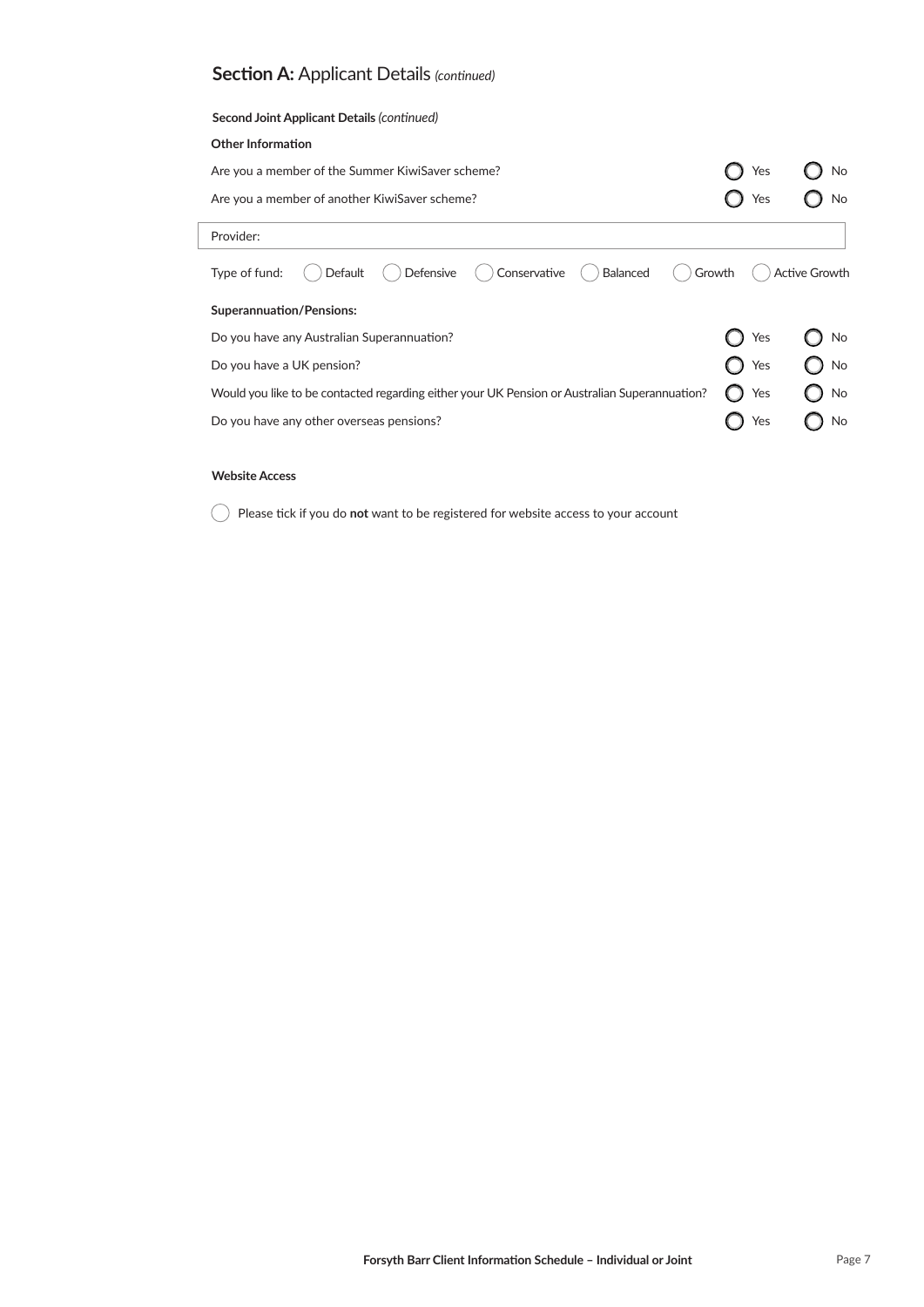## **Section A:** Applicant Details *(continued)*

**Second Joint Applicant Details** *(continued)*

**Other Information**

Are you a member of the Summer KiwiSaver scheme? ◯ Yes ◯ No

Are you a member of another KiwiSaver scheme? ◯ Yes ◯ No

Provider:

Type of fund: ◯ Default ◯ Defensive ◯ Conservative ◯ Balanced ◯ Growth ◯ Active Growth

**Superannuation/Pensions:**

Do you have any Australian Superannuation? ◯ Yes ◯ No

Do you have a UK pension? ◯ Yes ◯ No

Would you like to be contacted regarding either your UK Pension or Australian Superannuation? ◯ Yes ◯ No

Do you have any other overseas pensions? ◯ Yes ◯ No

**Website Access**

◯ Please tick if you do **not** want to be registered for website access to your account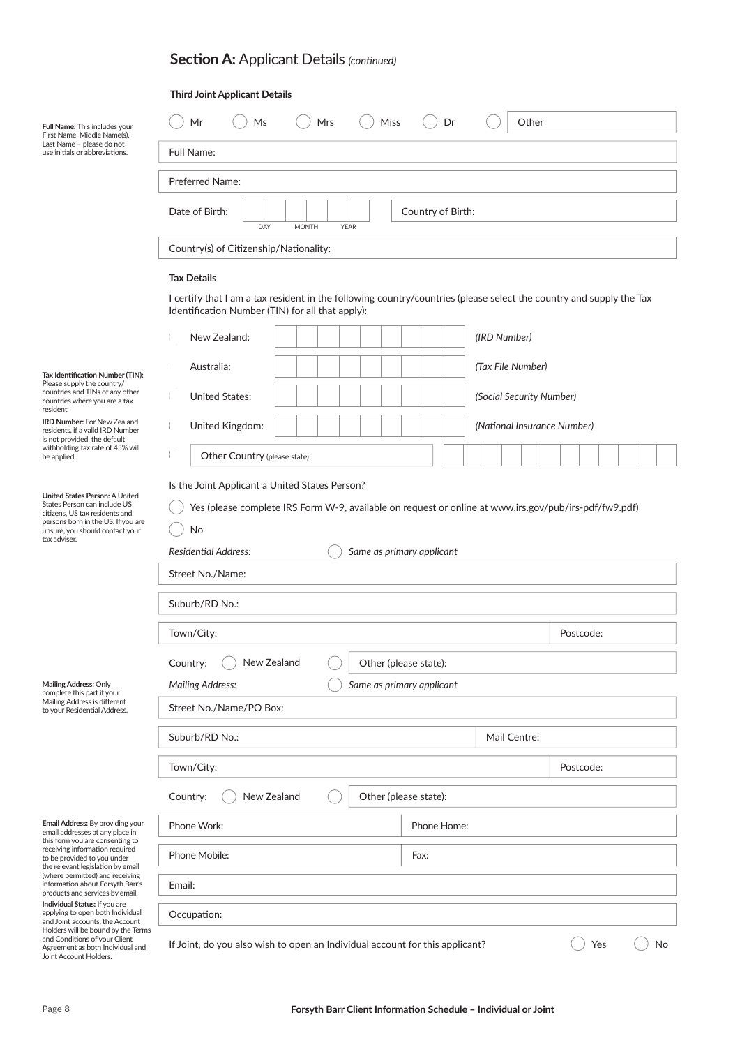## **Section A:** Applicant Details *(continued)*

**Third Joint Applicant Details**

**Full Name:** This includes your First Name, Middle Name(s), Last Name – please do not use initials or abbreviations.

( ) Mr ( ) Ms ( ) Mrs ( ) Miss ( ) Dr ( ) Other

Full Name:

Preferred Name:

Date of Birth: DAY MONTH YEAR Country of Birth:

Country(s) of Citizenship/Nationality:

**Tax Details**

I certify that I am a tax resident in the following country/countries (please select the country and supply the Tax Identification Number (TIN) for all that apply):

**Tax Identification Number (TIN):** Please supply the country/countries and TINs of any other countries where you are a tax resident.

**IRD Number:** For New Zealand residents, if a valid IRD Number is not provided, the default withholding tax rate of 45% will be applied.

( ) New Zealand: *(IRD Number)*

( ) Australia: *(Tax File Number)*

( ) United States: *(Social Security Number)*

( ) United Kingdom: *(National Insurance Number)*

( ) Other Country (please state):

**United States Person:** A United States Person can include US citizens, US tax residents and persons born in the US. If you are unsure, you should contact your tax adviser.

Is the Joint Applicant a United States Person?

( ) Yes (please complete IRS Form W-9, available on request or online at www.irs.gov/pub/irs-pdf/fw9.pdf)

( ) No

*Residential Address:* ( ) *Same as primary applicant*

Street No./Name:

Suburb/RD No.:

Town/City: Postcode:

Country: ( ) New Zealand ( ) Other (please state):

**Mailing Address:** Only complete this part if your Mailing Address is different to your Residential Address.

*Mailing Address:* ( ) *Same as primary applicant*

Street No./Name/PO Box:

Suburb/RD No.: Mail Centre:

Town/City: Postcode:

Country: ( ) New Zealand ( ) Other (please state):

**Email Address:** By providing your email addresses at any place in this form you are consenting to receiving information required to be provided to you under the relevant legislation by email (where permitted) and receiving information about Forsyth Barr's products and services by email.

**Individual Status:** If you are applying to open both Individual and Joint accounts, the Account Holders will be bound by the Terms and Conditions of your Client Agreement as both Individual and Joint Account Holders.

Phone Work: Phone Home:

Phone Mobile: Fax:

Email:

Occupation:

If Joint, do you also wish to open an Individual account for this applicant? ( ) Yes ( ) No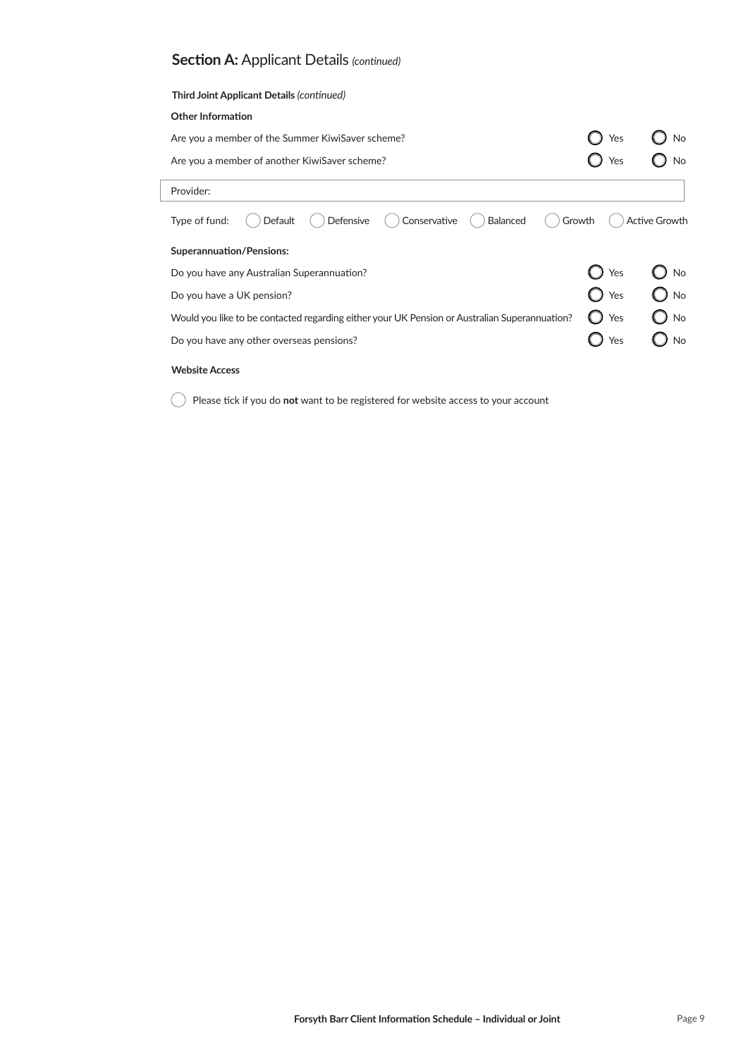## **Section A:** Applicant Details *(continued)*

**Third Joint Applicant Details** *(continued)*

**Other Information**

Are you a member of the Summer KiwiSaver scheme? ◯ Yes ◯ No

Are you a member of another KiwiSaver scheme? ◯ Yes ◯ No

Provider:

Type of fund: ◯ Default ◯ Defensive ◯ Conservative ◯ Balanced ◯ Growth ◯ Active Growth

**Superannuation/Pensions:**

Do you have any Australian Superannuation? ◯ Yes ◯ No

Do you have a UK pension? ◯ Yes ◯ No

Would you like to be contacted regarding either your UK Pension or Australian Superannuation? ◯ Yes ◯ No

Do you have any other overseas pensions? ◯ Yes ◯ No

**Website Access**

◯ Please tick if you do **not** want to be registered for website access to your account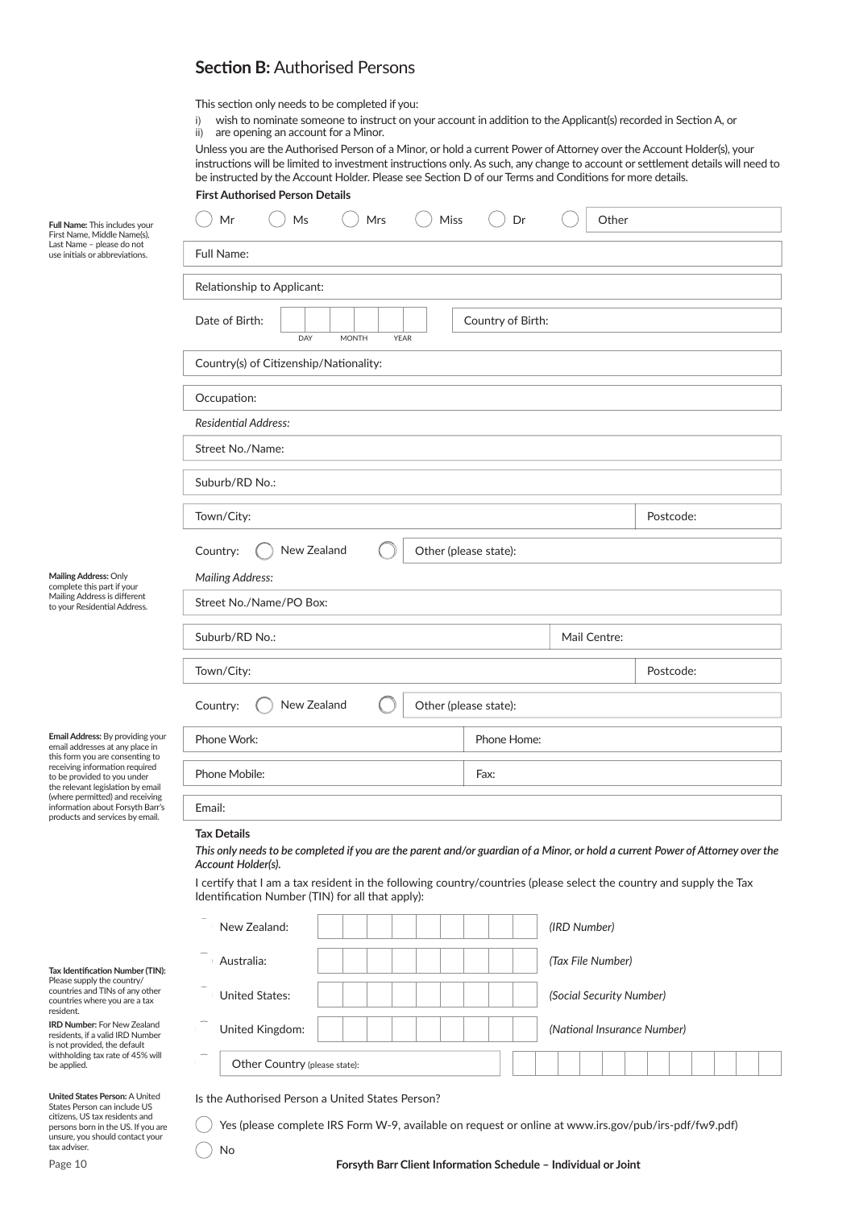## **Section B:** Authorised Persons

This section only needs to be completed if you:

i) wish to nominate someone to instruct on your account in addition to the Applicant(s) recorded in Section A, or
ii) are opening an account for a Minor.

Unless you are the Authorised Person of a Minor, or hold a current Power of Attorney over the Account Holder(s), your instructions will be limited to investment instructions only. As such, any change to account or settlement details will need to be instructed by the Account Holder. Please see Section D of our Terms and Conditions for more details.

**First Authorised Person Details**

**Full Name:** This includes your First Name, Middle Name(s), Last Name – please do not use initials or abbreviations.

◯ Mr ◯ Ms ◯ Mrs ◯ Miss ◯ Dr ◯ Other

Full Name:

Relationship to Applicant:

Date of Birth: DAY MONTH YEAR | Country of Birth:

Country(s) of Citizenship/Nationality:

Occupation:

*Residential Address:*

Street No./Name:

Suburb/RD No.:

Town/City: | Postcode:

Country: ◯ New Zealand ◯ Other (please state):

**Mailing Address:** Only complete this part if your Mailing Address is different to your Residential Address.

*Mailing Address:*

Street No./Name/PO Box:

Suburb/RD No.: | Mail Centre:

Town/City: | Postcode:

Country: ◯ New Zealand ◯ Other (please state):

**Email Address:** By providing your email addresses at any place in this form you are consenting to receiving information required to be provided to you under the relevant legislation by email (where permitted) and receiving information about Forsyth Barr's products and services by email.

Phone Work: | Phone Home:

Phone Mobile: | Fax:

Email:

**Tax Details**

***This only needs to be completed if you are the parent and/or guardian of a Minor, or hold a current Power of Attorney over the Account Holder(s).***

I certify that I am a tax resident in the following country/countries (please select the country and supply the Tax Identification Number (TIN) for all that apply):

**Tax Identification Number (TIN):** Please supply the country/countries and TINs of any other countries where you are a tax resident.

**IRD Number:** For New Zealand residents, if a valid IRD Number is not provided, the default withholding tax rate of 45% will be applied.

- New Zealand: *(IRD Number)*
- Australia: *(Tax File Number)*
- United States: *(Social Security Number)*
- United Kingdom: *(National Insurance Number)*
- Other Country (please state):

**United States Person:** A United States Person can include US citizens, US tax residents and persons born in the US. If you are unsure, you should contact your tax adviser.

Is the Authorised Person a United States Person?

◯ Yes (please complete IRS Form W-9, available on request or online at www.irs.gov/pub/irs-pdf/fw9.pdf)

◯ No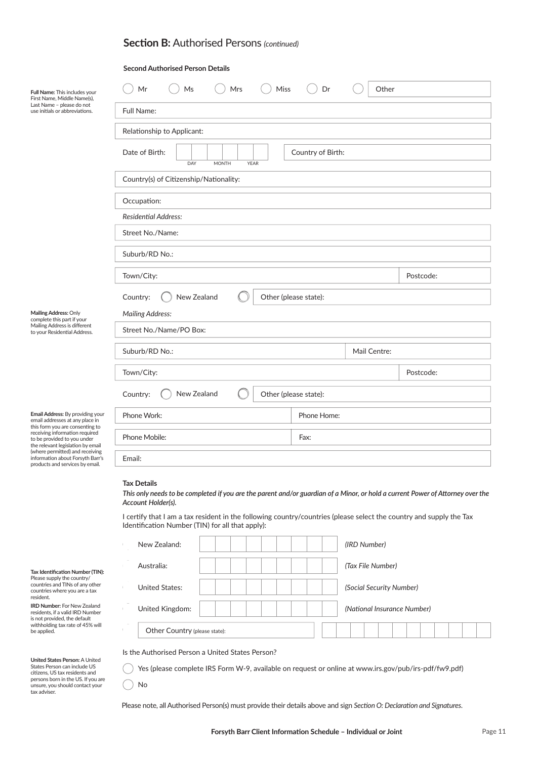## **Section B:** Authorised Persons *(continued)*

**Second Authorised Person Details**

**Full Name:** This includes your First Name, Middle Name(s), Last Name – please do not use initials or abbreviations.

◯ Mr ◯ Ms ◯ Mrs ◯ Miss ◯ Dr ◯ Other

Full Name:

Relationship to Applicant:

Date of Birth: DAY MONTH YEAR | Country of Birth:

Country(s) of Citizenship/Nationality:

Occupation:

*Residential Address:*

Street No./Name:

Suburb/RD No.:

Town/City: | Postcode:

Country: ◯ New Zealand ◯ Other (please state):

**Mailing Address:** Only complete this part if your Mailing Address is different to your Residential Address.

*Mailing Address:*

Street No./Name/PO Box:

Suburb/RD No.: | Mail Centre:

Town/City: | Postcode:

Country: ◯ New Zealand ◯ Other (please state):

**Email Address:** By providing your email addresses at any place in this form you are consenting to receiving information required to be provided to you under the relevant legislation by email (where permitted) and receiving information about Forsyth Barr's products and services by email.

Phone Work: | Phone Home:

Phone Mobile: | Fax:

Email:

**Tax Details**

***This only needs to be completed if you are the parent and/or guardian of a Minor, or hold a current Power of Attorney over the Account Holder(s).***

I certify that I am a tax resident in the following country/countries (please select the country and supply the Tax Identification Number (TIN) for all that apply):

**Tax Identification Number (TIN):** Please supply the country/countries and TINs of any other countries where you are a tax resident.

**IRD Number:** For New Zealand residents, if a valid IRD Number is not provided, the default withholding tax rate of 45% will be applied.

| Country | Number | |
|---|---|---|
| New Zealand: | | *(IRD Number)* |
| Australia: | | *(Tax File Number)* |
| United States: | | *(Social Security Number)* |
| United Kingdom: | | *(National Insurance Number)* |
| Other Country (please state): | | |

**United States Person:** A United States Person can include US citizens, US tax residents and persons born in the US. If you are unsure, you should contact your tax adviser.

Is the Authorised Person a United States Person?

◯ Yes (please complete IRS Form W-9, available on request or online at www.irs.gov/pub/irs-pdf/fw9.pdf)

◯ No

Please note, all Authorised Person(s) must provide their details above and sign *Section O: Declaration and Signatures.*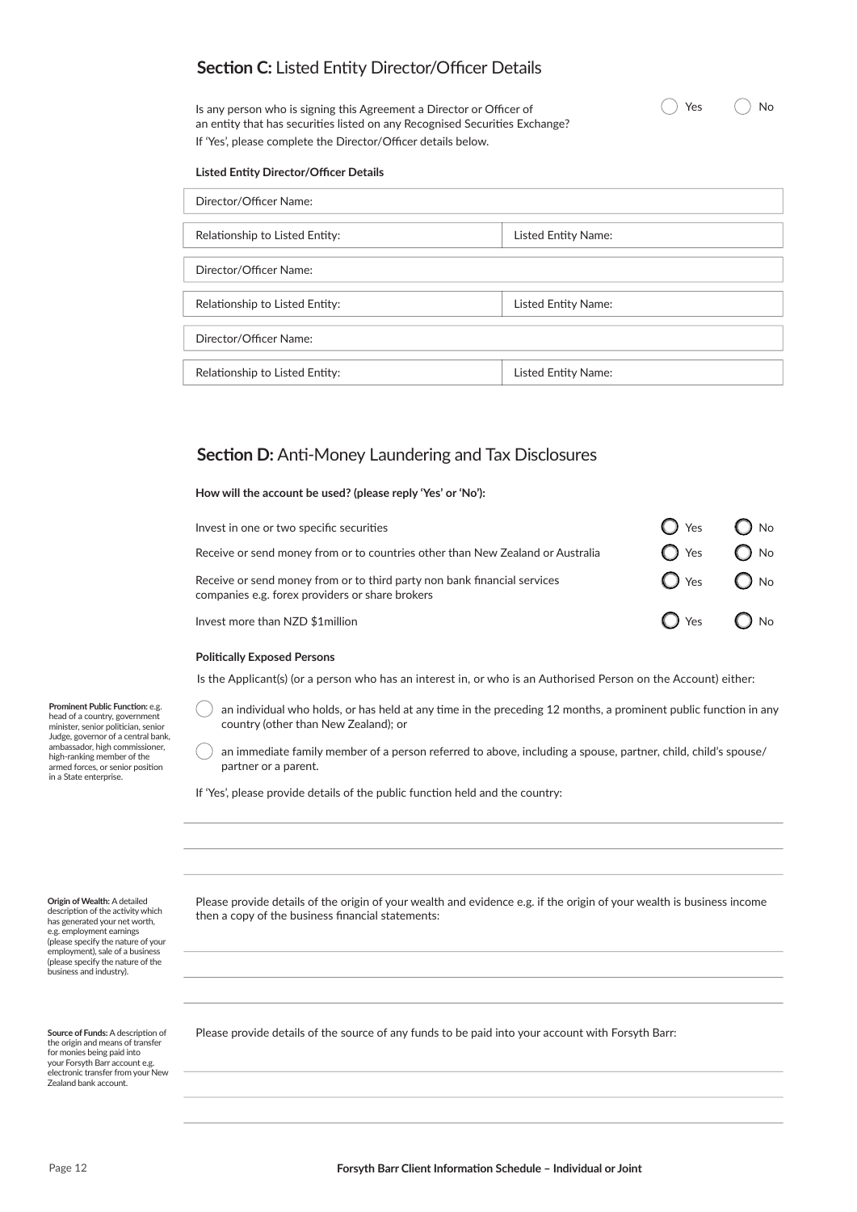## **Section C:** Listed Entity Director/Officer Details

Is any person who is signing this Agreement a Director or Officer of an entity that has securities listed on any Recognised Securities Exchange? ◯ Yes ◯ No

If 'Yes', please complete the Director/Officer details below.

**Listed Entity Director/Officer Details**

| Director/Officer Name: | |
|---|---|
| Relationship to Listed Entity: | Listed Entity Name: |
| Director/Officer Name: | |
| Relationship to Listed Entity: | Listed Entity Name: |
| Director/Officer Name: | |
| Relationship to Listed Entity: | Listed Entity Name: |

## **Section D:** Anti-Money Laundering and Tax Disclosures

**How will the account be used? (please reply 'Yes' or 'No'):**

| | | |
|---|---|---|
| Invest in one or two specific securities | ◯ Yes | ◯ No |
| Receive or send money from or to countries other than New Zealand or Australia | ◯ Yes | ◯ No |
| Receive or send money from or to third party non bank financial services companies e.g. forex providers or share brokers | ◯ Yes | ◯ No |
| Invest more than NZD $1million | ◯ Yes | ◯ No |

**Politically Exposed Persons**

Is the Applicant(s) (or a person who has an interest in, or who is an Authorised Person on the Account) either:

**Prominent Public Function:** e.g. head of a country, government minister, senior politician, senior Judge, governor of a central bank, ambassador, high commissioner, high-ranking member of the armed forces, or senior position in a State enterprise.

◯ an individual who holds, or has held at any time in the preceding 12 months, a prominent public function in any country (other than New Zealand); or

◯ an immediate family member of a person referred to above, including a spouse, partner, child, child's spouse/partner or a parent.

If 'Yes', please provide details of the public function held and the country:

______________________________________________

______________________________________________

______________________________________________

**Origin of Wealth:** A detailed description of the activity which has generated your net worth, e.g. employment earnings (please specify the nature of your employment), sale of a business (please specify the nature of the business and industry).

Please provide details of the origin of your wealth and evidence e.g. if the origin of your wealth is business income then a copy of the business financial statements:

______________________________________________

______________________________________________

______________________________________________

**Source of Funds:** A description of the origin and means of transfer for monies being paid into your Forsyth Barr account e.g. electronic transfer from your New Zealand bank account.

Please provide details of the source of any funds to be paid into your account with Forsyth Barr:

______________________________________________

______________________________________________

______________________________________________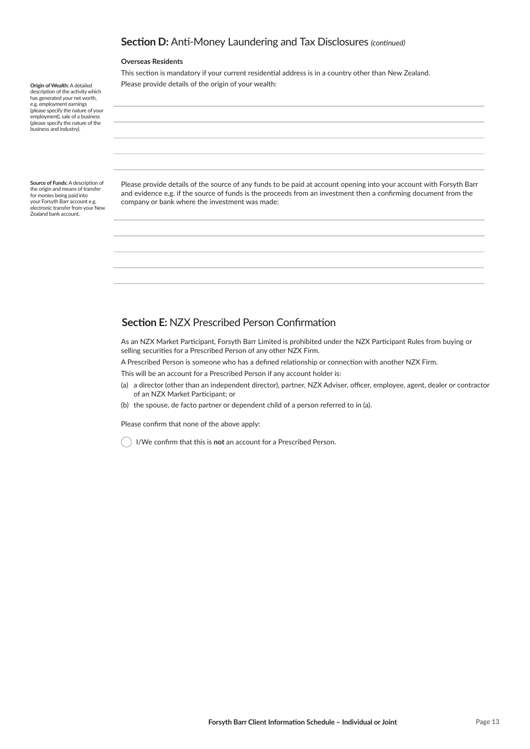## **Section D:** Anti-Money Laundering and Tax Disclosures *(continued)*

**Overseas Residents**

This section is mandatory if your current residential address is in a country other than New Zealand.

**Origin of Wealth:** A detailed description of the activity which has generated your net worth, e.g. employment earnings (please specify the nature of your employment), sale of a business (please specify the nature of the business and industry).

Please provide details of the origin of your wealth:

______________________________________________

______________________________________________

______________________________________________

______________________________________________

______________________________________________

**Source of Funds:** A description of the origin and means of transfer for monies being paid into your Forsyth Barr account e.g. electronic transfer from your New Zealand bank account.

Please provide details of the source of any funds to be paid at account opening into your account with Forsyth Barr and evidence e.g. if the source of funds is the proceeds from an investment then a confirming document from the company or bank where the investment was made:

______________________________________________

______________________________________________

______________________________________________

______________________________________________

______________________________________________

## **Section E:** NZX Prescribed Person Confirmation

As an NZX Market Participant, Forsyth Barr Limited is prohibited under the NZX Participant Rules from buying or selling securities for a Prescribed Person of any other NZX Firm.

A Prescribed Person is someone who has a defined relationship or connection with another NZX Firm.

This will be an account for a Prescribed Person if any account holder is:

(a) a director (other than an independent director), partner, NZX Adviser, officer, employee, agent, dealer or contractor of an NZX Market Participant; or

(b) the spouse, de facto partner or dependent child of a person referred to in (a).

Please confirm that none of the above apply:

◯ I/We confirm that this is **not** an account for a Prescribed Person.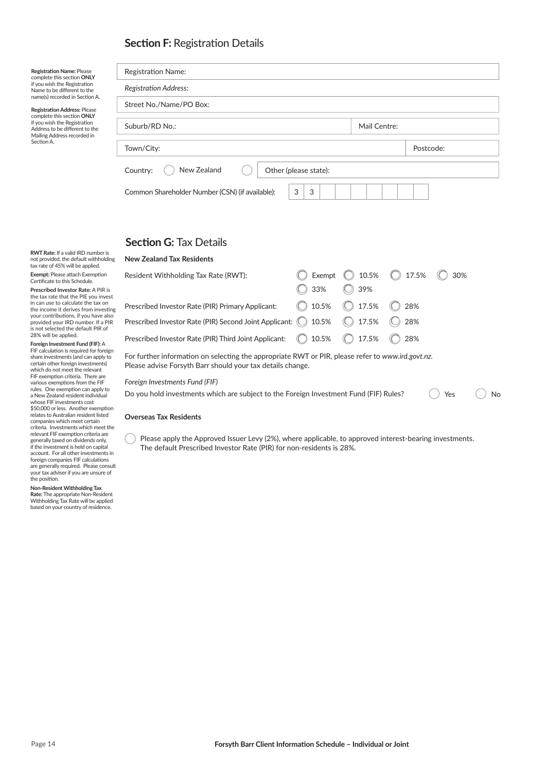## **Section F:** Registration Details

**Registration Name:** Please complete this section **ONLY** if you wish the Registration Name to be different to the name(s) recorded in Section A.

**Registration Address:** Please complete this section **ONLY** if you wish the Registration Address to be different to the Mailing Address recorded in Section A.

Registration Name:

*Registration Address:*

Street No./Name/PO Box:

Suburb/RD No.: Mail Centre:

Town/City: Postcode:

Country: ◯ New Zealand ◯ Other (please state):

Common Shareholder Number (CSN) (if available): | 3 | 3 | | | | | | | |

## **Section G:** Tax Details

**RWT Rate:** If a valid IRD number is not provided, the default withholding tax rate of 45% will be applied.

**Exempt:** Please attach Exemption Certificate to this Schedule.

**Prescribed Investor Rate:** A PIR is the tax rate that the PIE you invest in can use to calculate the tax on the income it derives from investing your contributions, if you have also provided your IRD number. If a PIR is not selected the default PIR of 28% will be applied.

**Foreign Investment Fund (FIF):** A FIF calculation is required for foreign share investments (and can apply to certain other foreign investments) which do not meet the relevant FIF exemption criteria. There are various exemptions from the FIF rules. One exemption can apply to a New Zealand resident individual whose FIF investments cost $50,000 or less. Another exemption relates to Australian resident listed companies which meet certain criteria. Investments which meet the relevant FIF exemption criteria are generally taxed on dividends only, if the investment is held on capital account. For all other investments in foreign companies FIF calculations are generally required. Please consult your tax adviser if you are unsure of the position.

**Non-Resident Withholding Tax Rate:** The appropriate Non-Resident Withholding Tax Rate will be applied based on your country of residence.

**New Zealand Tax Residents**

Resident Withholding Tax Rate (RWT): ◯ Exempt ◯ 10.5% ◯ 17.5% ◯ 30% ◯ 33% ◯ 39%

Prescribed Investor Rate (PIR) Primary Applicant: ◯ 10.5% ◯ 17.5% ◯ 28%

Prescribed Investor Rate (PIR) Second Joint Applicant: ◯ 10.5% ◯ 17.5% ◯ 28%

Prescribed Investor Rate (PIR) Third Joint Applicant: ◯ 10.5% ◯ 17.5% ◯ 28%

For further information on selecting the appropriate RWT or PIR, please refer to *www.ird.govt.nz.* Please advise Forsyth Barr should your tax details change.

*Foreign Investments Fund (FIF)*

Do you hold investments which are subject to the Foreign Investment Fund (FIF) Rules? ◯ Yes ◯ No

**Overseas Tax Residents**

◯ Please apply the Approved Issuer Levy (2%), where applicable, to approved interest-bearing investments. The default Prescribed Investor Rate (PIR) for non-residents is 28%.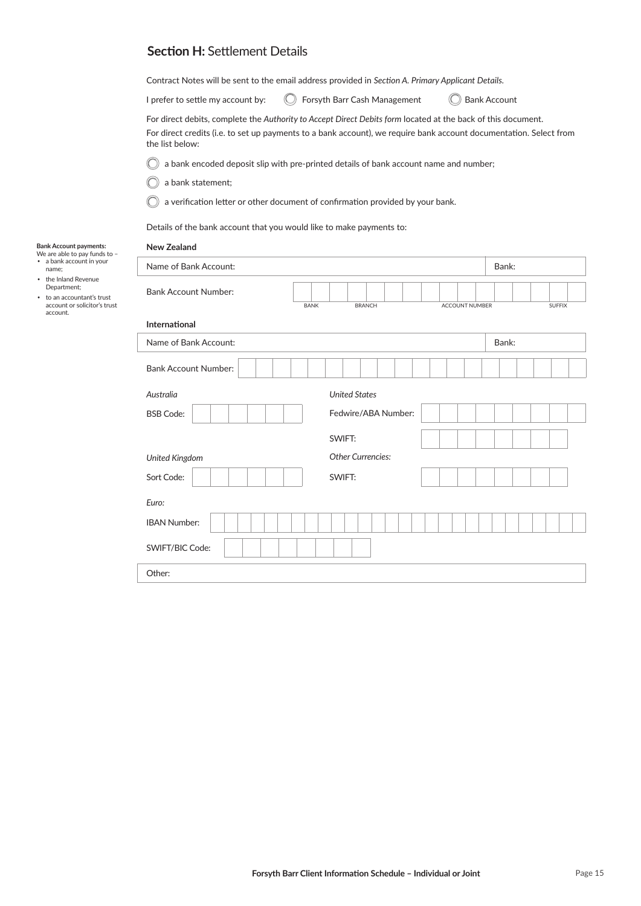## **Section H:** Settlement Details

Contract Notes will be sent to the email address provided in *Section A. Primary Applicant Details.*

I prefer to settle my account by: ◯ Forsyth Barr Cash Management ◯ Bank Account

For direct debits, complete the *Authority to Accept Direct Debits form* located at the back of this document.

For direct credits (i.e. to set up payments to a bank account), we require bank account documentation. Select from the list below:

◯ a bank encoded deposit slip with pre-printed details of bank account name and number;

◯ a bank statement;

◯ a verification letter or other document of confirmation provided by your bank.

Details of the bank account that you would like to make payments to:

**Bank Account payments:**
We are able to pay funds to –
- a bank account in your name;
- the Inland Revenue Department;
- to an accountant's trust account or solicitor's trust account.

**New Zealand**

| Name of Bank Account: | Bank: |
|---|---|
| Bank Account Number: BANK / BRANCH / ACCOUNT NUMBER / SUFFIX | |

**International**

| Name of Bank Account: | Bank: |
|---|---|
| Bank Account Number: | |

*Australia*

BSB Code:

*United States*

Fedwire/ABA Number:

SWIFT:

*United Kingdom*

Sort Code:

*Other Currencies:*

SWIFT:

*Euro:*

IBAN Number:

SWIFT/BIC Code:

| Other: |
|---|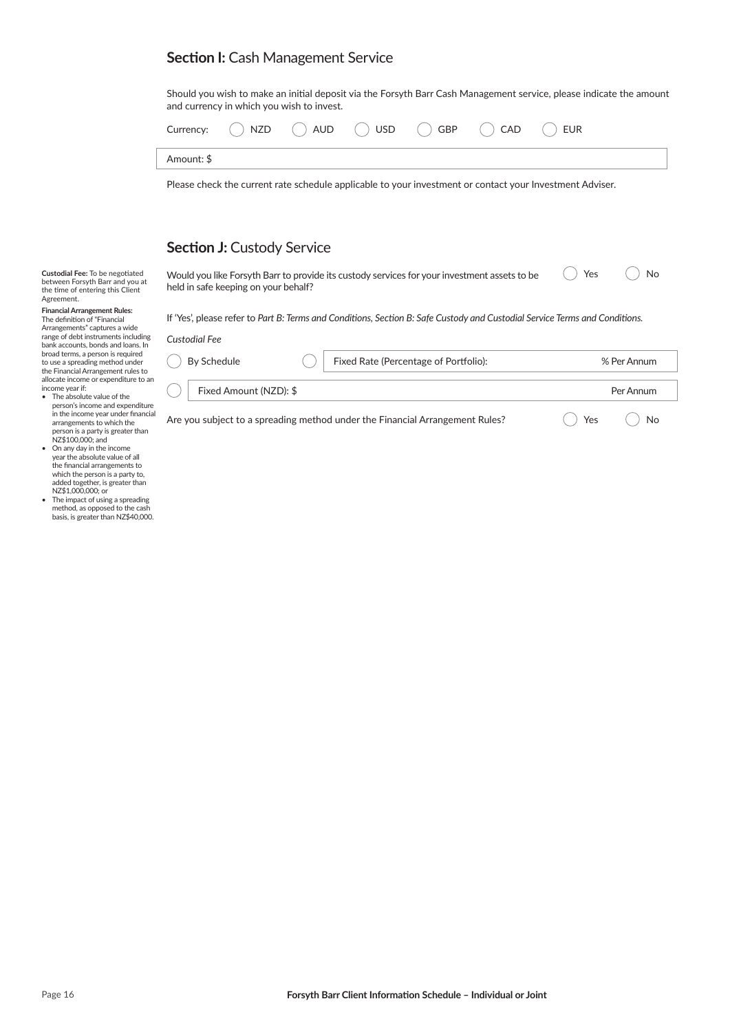## **Section I:** Cash Management Service

Should you wish to make an initial deposit via the Forsyth Barr Cash Management service, please indicate the amount and currency in which you wish to invest.

Currency: ◯ NZD ◯ AUD ◯ USD ◯ GBP ◯ CAD ◯ EUR

Amount: $

Please check the current rate schedule applicable to your investment or contact your Investment Adviser.

## **Section J:** Custody Service

**Custodial Fee:** To be negotiated between Forsyth Barr and you at the time of entering this Client Agreement.

**Financial Arrangement Rules:** The definition of "Financial Arrangements" captures a wide range of debt instruments including bank accounts, bonds and loans. In broad terms, a person is required to use a spreading method under the Financial Arrangement rules to allocate income or expenditure to an income year if:

- The absolute value of the person's income and expenditure in the income year under financial arrangements to which the person is a party is greater than NZ$100,000; and
- On any day in the income year the absolute value of all the financial arrangements to which the person is a party to, added together, is greater than NZ$1,000,000; or
- The impact of using a spreading method, as opposed to the cash basis, is greater than NZ$40,000.

Would you like Forsyth Barr to provide its custody services for your investment assets to be held in safe keeping on your behalf? ◯ Yes ◯ No

If 'Yes', please refer to *Part B: Terms and Conditions, Section B: Safe Custody and Custodial Service Terms and Conditions.*

*Custodial Fee*

◯ By Schedule ◯ Fixed Rate (Percentage of Portfolio): % Per Annum

◯ Fixed Amount (NZD): $ Per Annum

Are you subject to a spreading method under the Financial Arrangement Rules? ◯ Yes ◯ No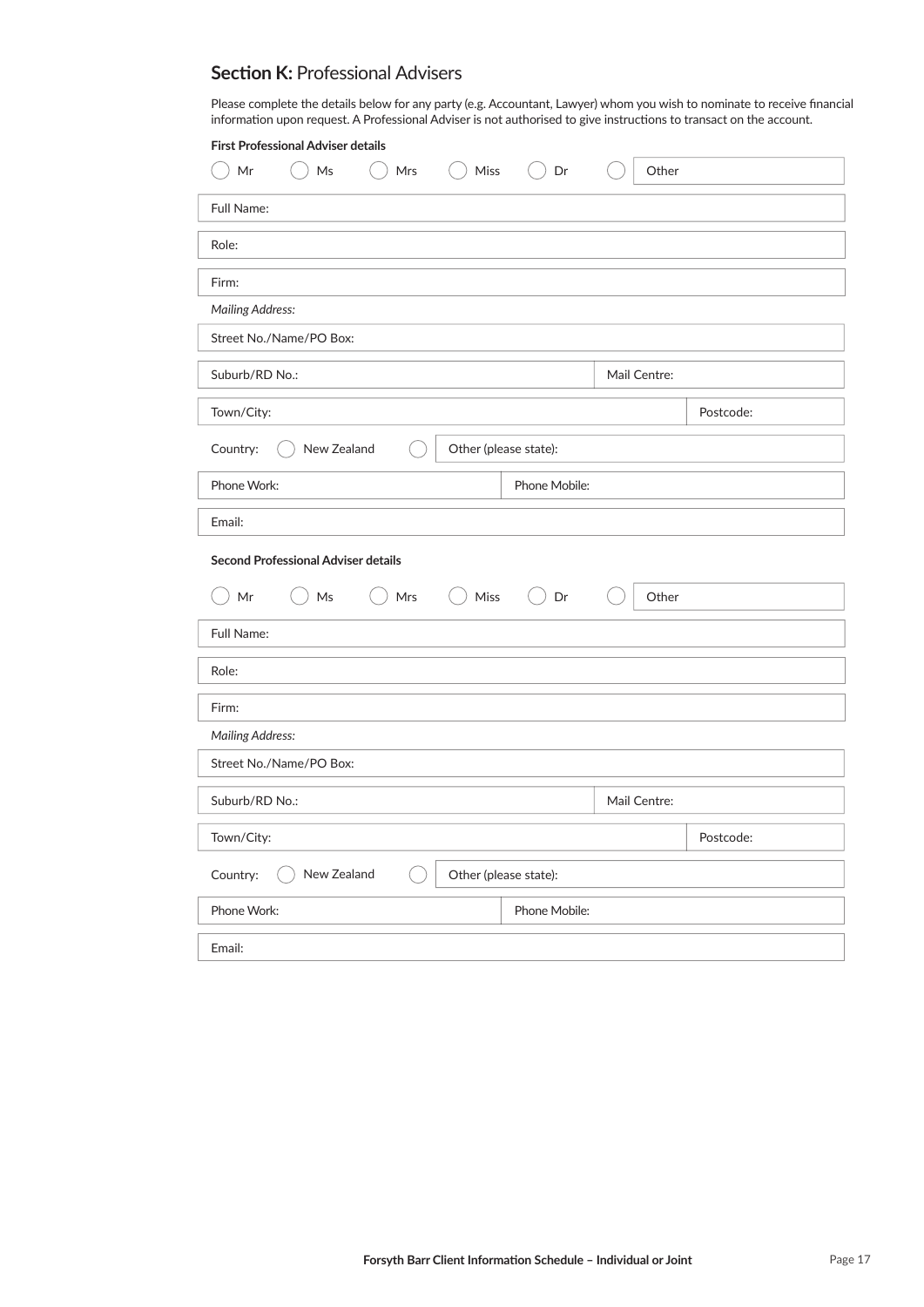## **Section K:** Professional Advisers

Please complete the details below for any party (e.g. Accountant, Lawyer) whom you wish to nominate to receive financial information upon request. A Professional Adviser is not authorised to give instructions to transact on the account.

**First Professional Adviser details**

◯ Mr ◯ Ms ◯ Mrs ◯ Miss ◯ Dr ◯ Other

Full Name:

Role:

Firm:

*Mailing Address:*

Street No./Name/PO Box:

| Suburb/RD No.: | Mail Centre: |
|---|---|

| Town/City: | Postcode: |
|---|---|

Country: ◯ New Zealand ◯ Other (please state):

| Phone Work: | Phone Mobile: |
|---|---|

Email:

**Second Professional Adviser details**

◯ Mr ◯ Ms ◯ Mrs ◯ Miss ◯ Dr ◯ Other

Full Name:

Role:

Firm:

*Mailing Address:*

Street No./Name/PO Box:

| Suburb/RD No.: | Mail Centre: |
|---|---|

| Town/City: | Postcode: |
|---|---|

Country: ◯ New Zealand ◯ Other (please state):

| Phone Work: | Phone Mobile: |
|---|---|

Email: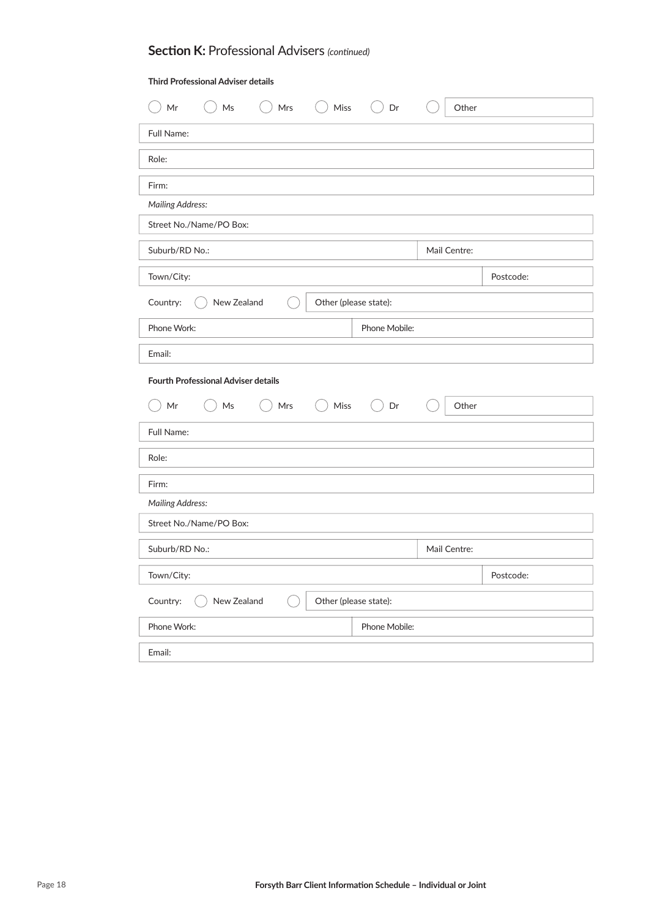## **Section K:** Professional Advisers *(continued)*

**Third Professional Adviser details**

○ Mr ○ Ms ○ Mrs ○ Miss ○ Dr ○ Other

| Full Name: |
|---|
| Role: |
| Firm: |

*Mailing Address:*

| Street No./Name/PO Box: | |
|---|---|
| Suburb/RD No.: | Mail Centre: |
| Town/City: | Postcode: |

Country: ○ New Zealand ○ Other (please state):

| Phone Work: | Phone Mobile: |
|---|---|
| Email: | |

**Fourth Professional Adviser details**

○ Mr ○ Ms ○ Mrs ○ Miss ○ Dr ○ Other

| Full Name: |
|---|
| Role: |
| Firm: |

*Mailing Address:*

| Street No./Name/PO Box: | |
|---|---|
| Suburb/RD No.: | Mail Centre: |
| Town/City: | Postcode: |

Country: ○ New Zealand ○ Other (please state):

| Phone Work: | Phone Mobile: |
|---|---|
| Email: | |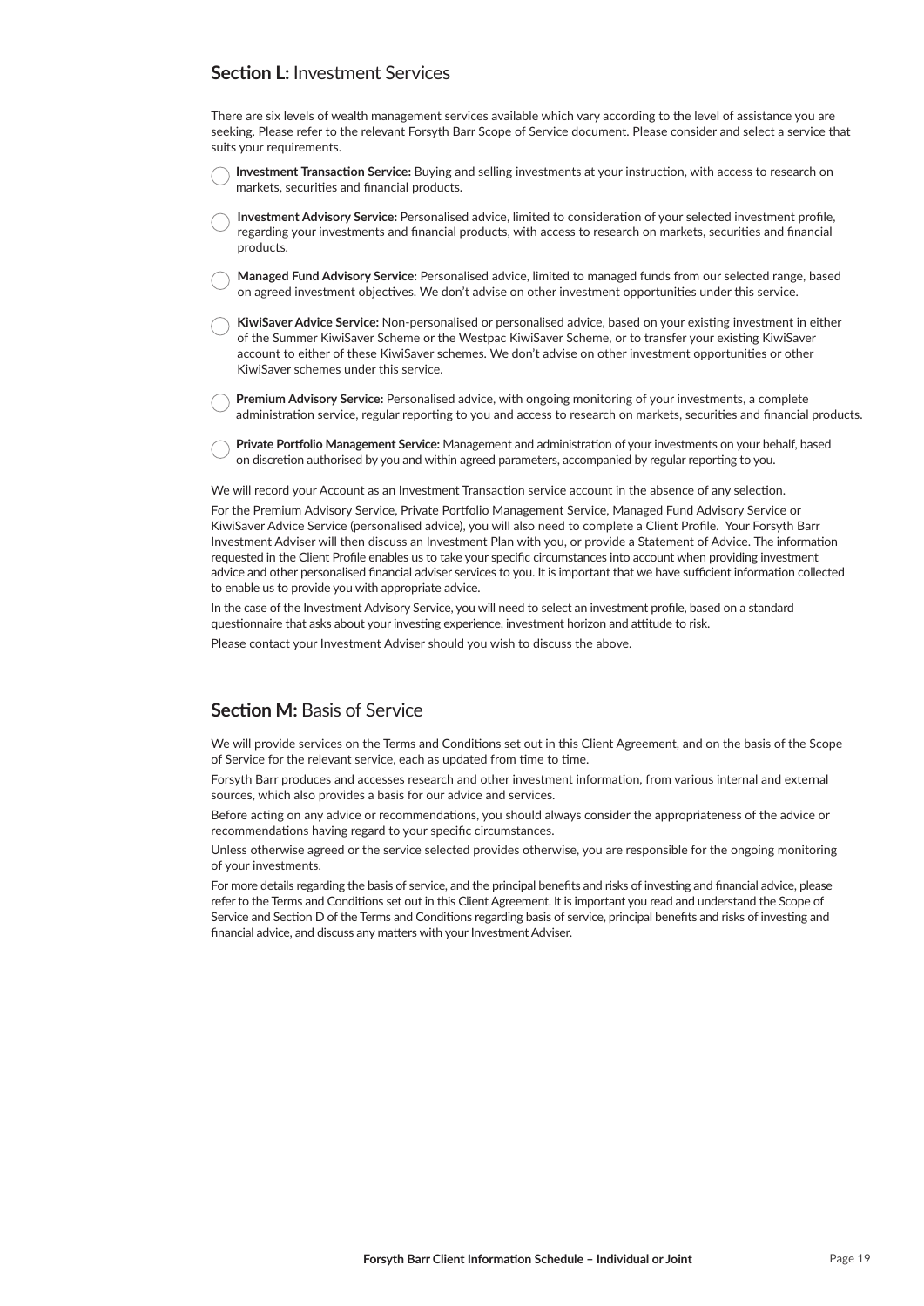## **Section L:** Investment Services

There are six levels of wealth management services available which vary according to the level of assistance you are seeking. Please refer to the relevant Forsyth Barr Scope of Service document. Please consider and select a service that suits your requirements.

- ◯ **Investment Transaction Service:** Buying and selling investments at your instruction, with access to research on markets, securities and financial products.
- ◯ **Investment Advisory Service:** Personalised advice, limited to consideration of your selected investment profile, regarding your investments and financial products, with access to research on markets, securities and financial products.
- ◯ **Managed Fund Advisory Service:** Personalised advice, limited to managed funds from our selected range, based on agreed investment objectives. We don't advise on other investment opportunities under this service.
- ◯ **KiwiSaver Advice Service:** Non-personalised or personalised advice, based on your existing investment in either of the Summer KiwiSaver Scheme or the Westpac KiwiSaver Scheme, or to transfer your existing KiwiSaver account to either of these KiwiSaver schemes. We don't advise on other investment opportunities or other KiwiSaver schemes under this service.
- ◯ **Premium Advisory Service:** Personalised advice, with ongoing monitoring of your investments, a complete administration service, regular reporting to you and access to research on markets, securities and financial products.
- ◯ **Private Portfolio Management Service:** Management and administration of your investments on your behalf, based on discretion authorised by you and within agreed parameters, accompanied by regular reporting to you.

We will record your Account as an Investment Transaction service account in the absence of any selection.

For the Premium Advisory Service, Private Portfolio Management Service, Managed Fund Advisory Service or KiwiSaver Advice Service (personalised advice), you will also need to complete a Client Profile. Your Forsyth Barr Investment Adviser will then discuss an Investment Plan with you, or provide a Statement of Advice. The information requested in the Client Profile enables us to take your specific circumstances into account when providing investment advice and other personalised financial adviser services to you. It is important that we have sufficient information collected to enable us to provide you with appropriate advice.

In the case of the Investment Advisory Service, you will need to select an investment profile, based on a standard questionnaire that asks about your investing experience, investment horizon and attitude to risk.

Please contact your Investment Adviser should you wish to discuss the above.

## **Section M:** Basis of Service

We will provide services on the Terms and Conditions set out in this Client Agreement, and on the basis of the Scope of Service for the relevant service, each as updated from time to time.

Forsyth Barr produces and accesses research and other investment information, from various internal and external sources, which also provides a basis for our advice and services.

Before acting on any advice or recommendations, you should always consider the appropriateness of the advice or recommendations having regard to your specific circumstances.

Unless otherwise agreed or the service selected provides otherwise, you are responsible for the ongoing monitoring of your investments.

For more details regarding the basis of service, and the principal benefits and risks of investing and financial advice, please refer to the Terms and Conditions set out in this Client Agreement. It is important you read and understand the Scope of Service and Section D of the Terms and Conditions regarding basis of service, principal benefits and risks of investing and financial advice, and discuss any matters with your Investment Adviser.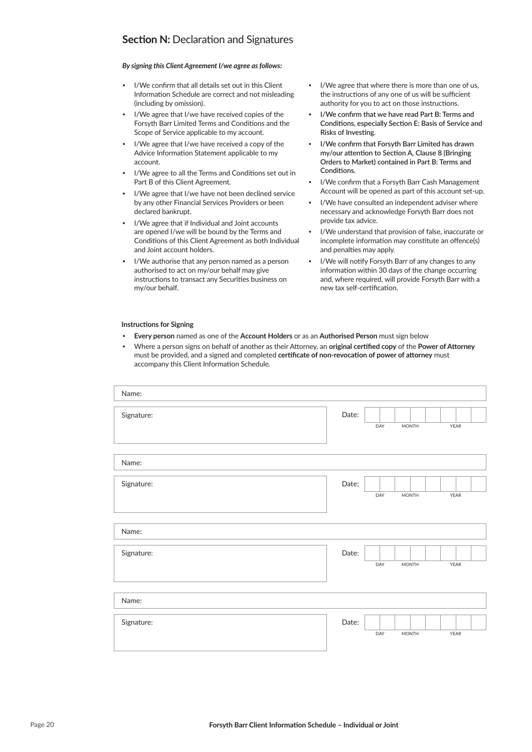## **Section N:** Declaration and Signatures

***By signing this Client Agreement I/we agree as follows:***

- I/We confirm that all details set out in this Client Information Schedule are correct and not misleading (including by omission).
- I/We agree that I/we have received copies of the Forsyth Barr Limited Terms and Conditions and the Scope of Service applicable to my account.
- I/We agree that I/we have received a copy of the Advice Information Statement applicable to my account.
- I/We agree to all the Terms and Conditions set out in Part B of this Client Agreement.
- I/We agree that I/we have not been declined service by any other Financial Services Providers or been declared bankrupt.
- I/We agree that if Individual and Joint accounts are opened I/we will be bound by the Terms and Conditions of this Client Agreement as both Individual and Joint account holders.
- I/We authorise that any person named as a person authorised to act on my/our behalf may give instructions to transact any Securities business on my/our behalf.
- I/We agree that where there is more than one of us, the instructions of any one of us will be sufficient authority for you to act on those instructions.
- **I/We confirm that we have read Part B: Terms and Conditions, especially Section E: Basis of Service and Risks of Investing.**
- **I/We confirm that Forsyth Barr Limited has drawn my/our attention to Section A, Clause 8 (Bringing Orders to Market) contained in Part B: Terms and Conditions.**
- I/We confirm that a Forsyth Barr Cash Management Account will be opened as part of this account set-up.
- I/We have consulted an independent adviser where necessary and acknowledge Forsyth Barr does not provide tax advice.
- I/We understand that provision of false, inaccurate or incomplete information may constitute an offence(s) and penalties may apply.
- I/We will notify Forsyth Barr of any changes to any information within 30 days of the change occurring and, where required, will provide Forsyth Barr with a new tax self-certification.

**Instructions for Signing**

- **Every person** named as one of the **Account Holders** or as an **Authorised Person** must sign below
- Where a person signs on behalf of another as their Attorney, an **original certified copy** of the **Power of Attorney** must be provided, and a signed and completed **certificate of non-revocation of power of attorney** must accompany this Client Information Schedule.

Name:

Signature:

Date: DAY MONTH YEAR

Name:

Signature:

Date: DAY MONTH YEAR

Name:

Signature:

Date: DAY MONTH YEAR

Name:

Signature:

Date: DAY MONTH YEAR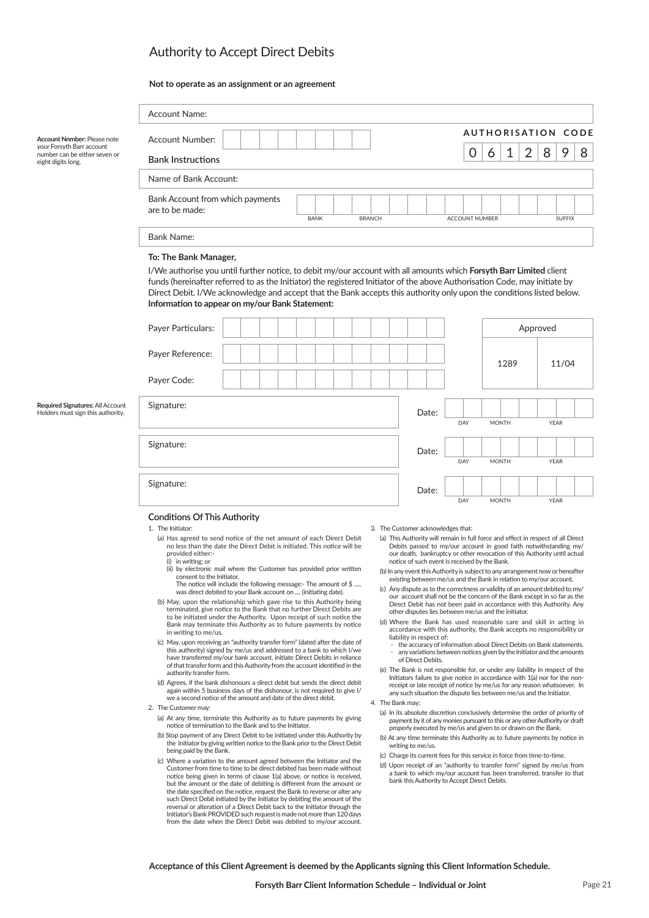# Authority to Accept Direct Debits

**Not to operate as an assignment or an agreement**

Account Name:

**Account Nnmber:** Please note your Forsyth Barr account number can be either seven or eight digits long.

Account Number:

**AUTHORISATION CODE**

| 0 | 6 | 1 | 2 | 8 | 9 | 8 |
|---|---|---|---|---|---|---|

## Bank Instructions

Name of Bank Account:

Bank Account from which payments are to be made:

| BANK | BRANCH | ACCOUNT NUMBER | SUFFIX |
|---|---|---|---|
| | | | |

Bank Name:

**To: The Bank Manager,**

I/We authorise you until further notice, to debit my/our account with all amounts which **Forsyth Barr Limited** client funds (hereinafter referred to as the Initiator) the registered Initiator of the above Authorisation Code, may initiate by Direct Debit. I/We acknowledge and accept that the Bank accepts this authority only upon the conditions listed below.
**Information to appear on my/our Bank Statement:**

Payer Particulars:

Payer Reference:

Payer Code:

| Approved | |
|---|---|
| 1289 | 11/04 |

**Required Signatures:** All Account Holders must sign this authority.

Signature: Date: DAY MONTH YEAR

Signature: Date: DAY MONTH YEAR

Signature: Date: DAY MONTH YEAR

## Conditions Of This Authority

1. The Initiator:
   - (a) Has agreed to send notice of the net amount of each Direct Debit no less than the date the Direct Debit is initiated. This notice will be provided either:-
     - (i) in writing; or
     - (ii) by electronic mail where the Customer has provided prior written consent to the Initiator.
       The notice will include the following message:- The amount of $ ..... was direct debited to your Bank account on .... (initiating date).
   - (b) May, upon the relationship which gave rise to this Authority being terminated, give notice to the Bank that no further Direct Debits are to be initiated under the Authority. Upon receipt of such notice the Bank may terminate this Authority as to future payments by notice in writing to me/us.
   - (c) May, upon receiving an "authority transfer form" (dated after the date of this authority) signed by me/us and addressed to a bank to which I/we have transferred my/our bank account, initiate Direct Debits in reliance of that transfer form and this Authority from the account identified in the authority transfer form.
   - (d) Agrees, if the bank dishonours a direct debit but sends the direct debit again within 5 business days of the dishonour, is not required to give I/we a second notice of the amount and date of the direct debit.
2. The Customer may:
   - (a) At any time, terminate this Authority as to future payments by giving notice of termination to the Bank and to the Initiator.
   - (b) Stop payment of any Direct Debit to be initiated under this Authority by the Initiator by giving written notice to the Bank prior to the Direct Debit being paid by the Bank.
   - (c) Where a variation to the amount agreed between the Initiator and the Customer from time to time to be direct debited has been made without notice being given in terms of clause 1(a) above, or notice is received, but the amount or the date of debiting is different from the amount or the date specified on the notice, request the Bank to reverse or alter any such Direct Debit initiated by the Initiator by debiting the amount of the reversal or alteration of a Direct Debit back to the Initiator through the Initiator's Bank PROVIDED such request is made not more than 120 days from the date when the Direct Debit was debited to my/our account.
3. The Customer acknowledges that:
   - (a) This Authority will remain in full force and effect in respect of all Direct Debits passed to my/our account in good faith notwithstanding my/our death, bankruptcy or other revocation of this Authority until actual notice of such event is received by the Bank.
   - (b) In any event this Authority is subject to any arrangement now or hereafter existing between me/us and the Bank in relation to my/our account.
   - (c) Any dispute as to the correctness or validity of an amount debited to my/our account shall not be the concern of the Bank except in so far as the Direct Debit has not been paid in accordance with this Authority. Any other disputes lies between me/us and the initiator.
   - (d) Where the Bank has used reasonable care and skill in acting in accordance with this authority, the Bank accepts no responsibility or liability in respect of:
     - the accuracy of information about Direct Debits on Bank statements.
     - any variations between notices given by the Initiator and the amounts of Direct Debits.
   - (e) The Bank is not responsible for, or under any liability in respect of the Initiators failure to give notice in accordance with 1(a) nor for the non-receipt or late receipt of notice by me/us for any reason whatsoever. In any such situation the dispute lies between me/us and the Initiator.
4. The Bank may:
   - (a) In its absolute discretion conclusively determine the order of priority of payment by it of any monies pursuant to this or any other Authority or draft properly executed by me/us and given to or drawn on the Bank.
   - (b) At any time terminate this Authority as to future payments by notice in writing to me/us.
   - (c) Charge its current fees for this service in force from time-to-time.
   - (d) Upon receipt of an "authority to transfer form" signed by me/us from a bank to which my/our account has been transferred, transfer to that bank this Authority to Accept Direct Debits.

**Acceptance of this Client Agreement is deemed by the Applicants signing this Client Information Schedule.**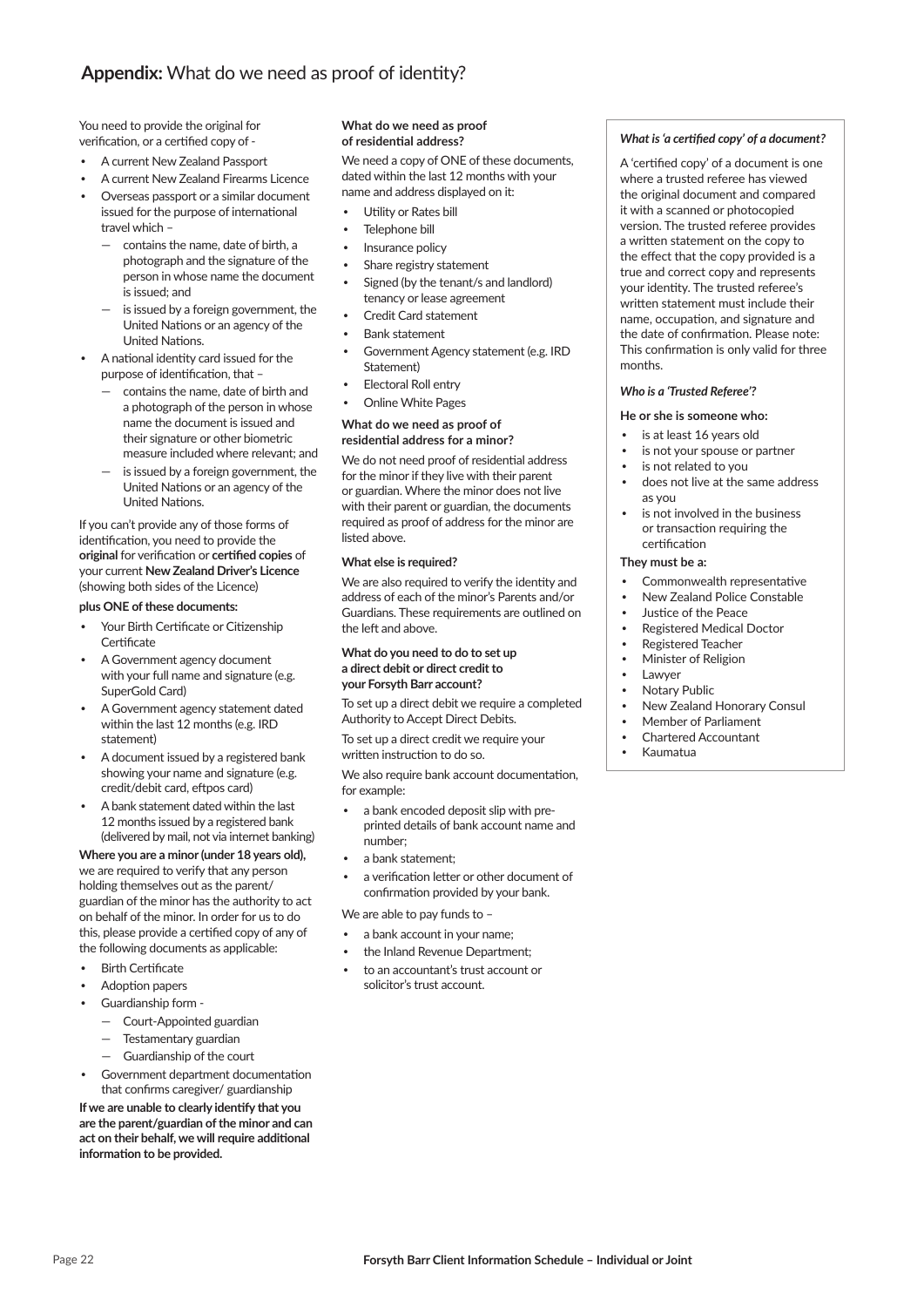## **Appendix:** What do we need as proof of identity?

You need to provide the original for verification, or a certified copy of -

- A current New Zealand Passport
- A current New Zealand Firearms Licence
- Overseas passport or a similar document issued for the purpose of international travel which –
  - contains the name, date of birth, a photograph and the signature of the person in whose name the document is issued; and
  - is issued by a foreign government, the United Nations or an agency of the United Nations.
- A national identity card issued for the purpose of identification, that –
  - contains the name, date of birth and a photograph of the person in whose name the document is issued and their signature or other biometric measure included where relevant; and
  - is issued by a foreign government, the United Nations or an agency of the United Nations.

If you can't provide any of those forms of identification, you need to provide the **original** for verification or **certified copies** of your current **New Zealand Driver's Licence** (showing both sides of the Licence)

**plus ONE of these documents:**

- Your Birth Certificate or Citizenship Certificate
- A Government agency document with your full name and signature (e.g. SuperGold Card)
- A Government agency statement dated within the last 12 months (e.g. IRD statement)
- A document issued by a registered bank showing your name and signature (e.g. credit/debit card, eftpos card)
- A bank statement dated within the last 12 months issued by a registered bank (delivered by mail, not via internet banking)

**Where you are a minor (under 18 years old),** we are required to verify that any person holding themselves out as the parent/guardian of the minor has the authority to act on behalf of the minor. In order for us to do this, please provide a certified copy of any of the following documents as applicable:

- Birth Certificate
- Adoption papers
- Guardianship form -
  - Court-Appointed guardian
  - Testamentary guardian
  - Guardianship of the court
- Government department documentation that confirms caregiver/ guardianship

**If we are unable to clearly identify that you are the parent/guardian of the minor and can act on their behalf, we will require additional information to be provided.**

**What do we need as proof of residential address?**

We need a copy of ONE of these documents, dated within the last 12 months with your name and address displayed on it:

- Utility or Rates bill
- Telephone bill
- Insurance policy
- Share registry statement
- Signed (by the tenant/s and landlord) tenancy or lease agreement
- Credit Card statement
- Bank statement
- Government Agency statement (e.g. IRD Statement)
- Electoral Roll entry
- Online White Pages

**What do we need as proof of residential address for a minor?**

We do not need proof of residential address for the minor if they live with their parent or guardian. Where the minor does not live with their parent or guardian, the documents required as proof of address for the minor are listed above.

**What else is required?**

We are also required to verify the identity and address of each of the minor's Parents and/or Guardians. These requirements are outlined on the left and above.

**What do you need to do to set up a direct debit or direct credit to your Forsyth Barr account?**

To set up a direct debit we require a completed Authority to Accept Direct Debits.

To set up a direct credit we require your written instruction to do so.

We also require bank account documentation, for example:

- a bank encoded deposit slip with pre-printed details of bank account name and number;
- a bank statement;
- a verification letter or other document of confirmation provided by your bank.

We are able to pay funds to –

- a bank account in your name;
- the Inland Revenue Department;
- to an accountant's trust account or solicitor's trust account.

***What is 'a certified copy' of a document?***

A 'certified copy' of a document is one where a trusted referee has viewed the original document and compared it with a scanned or photocopied version. The trusted referee provides a written statement on the copy to the effect that the copy provided is a true and correct copy and represents your identity. The trusted referee's written statement must include their name, occupation, and signature and the date of confirmation. Please note: This confirmation is only valid for three months.

***Who is a 'Trusted Referee'?***

**He or she is someone who:**

- is at least 16 years old
- is not your spouse or partner
- is not related to you
- does not live at the same address as you
- is not involved in the business or transaction requiring the certification

**They must be a:**

- Commonwealth representative
- New Zealand Police Constable
- Justice of the Peace
- Registered Medical Doctor
- Registered Teacher
- Minister of Religion
- Lawyer
- Notary Public
- New Zealand Honorary Consul
- Member of Parliament
- Chartered Accountant
- Kaumatua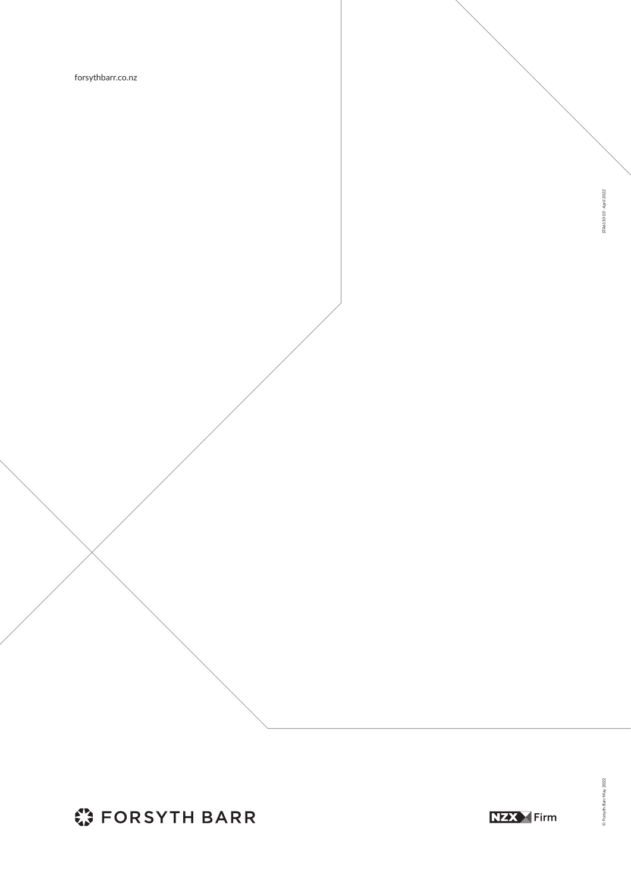forsythbarr.co.nz

STA6110-03 - April 2022

FORSYTH BARR

NZX Firm

© Forsyth Barr May 2022